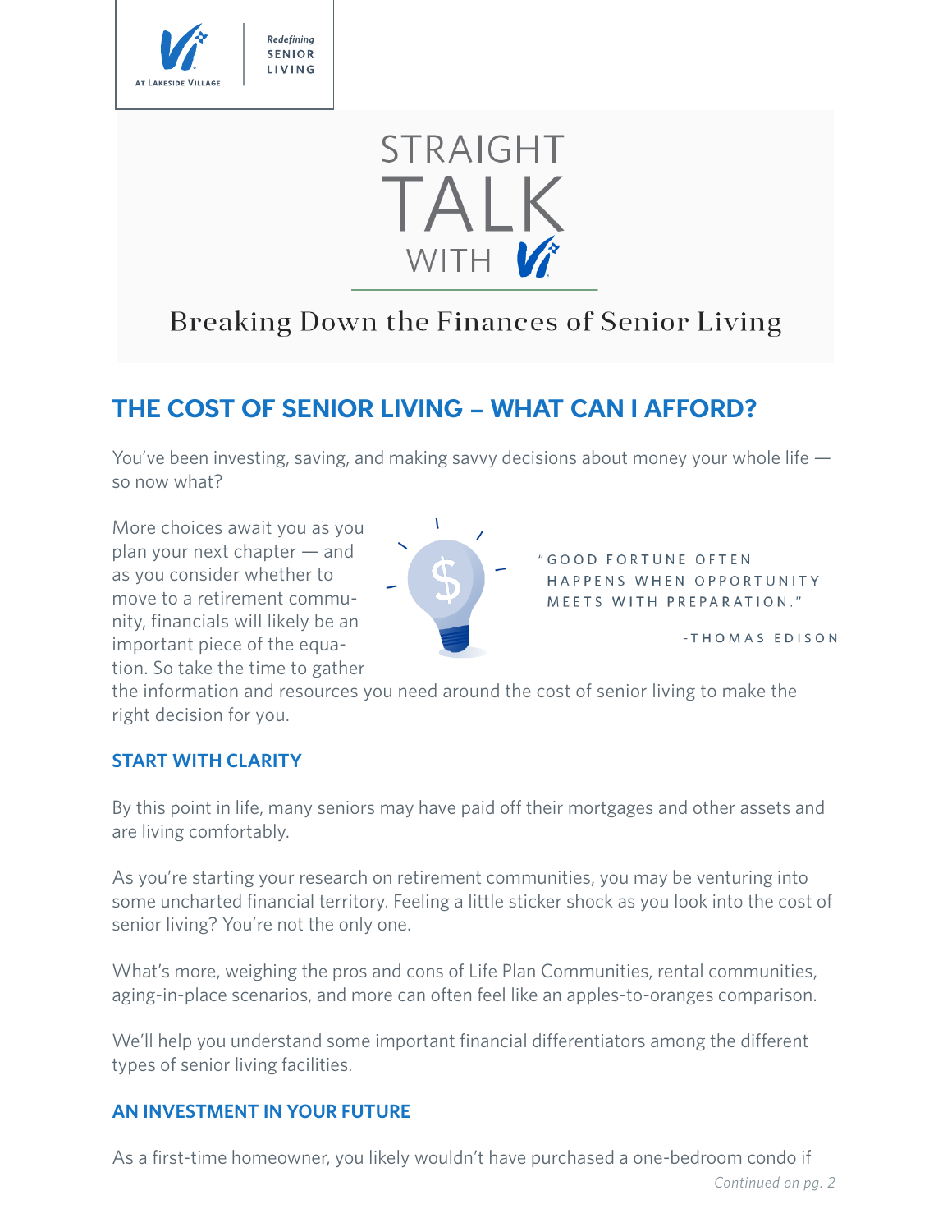Vi AT LAKESIDE VILLAGE | *Redefining* SENIOR LIVING

# STRAIGHT TALK WITH Vi

## Breaking Down the Finances of Senior Living

## THE COST OF SENIOR LIVING – WHAT CAN I AFFORD?

You've been investing, saving, and making savvy decisions about money your whole life — so now what?

> "GOOD FORTUNE OFTEN HAPPENS WHEN OPPORTUNITY MEETS WITH PREPARATION."
>
> -THOMAS EDISON

More choices await you as you plan your next chapter — and as you consider whether to move to a retirement community, financials will likely be an important piece of the equation. So take the time to gather the information and resources you need around the cost of senior living to make the right decision for you.

### START WITH CLARITY

By this point in life, many seniors may have paid off their mortgages and other assets and are living comfortably.

As you're starting your research on retirement communities, you may be venturing into some uncharted financial territory. Feeling a little sticker shock as you look into the cost of senior living? You're not the only one.

What's more, weighing the pros and cons of Life Plan Communities, rental communities, aging-in-place scenarios, and more can often feel like an apples-to-oranges comparison.

We'll help you understand some important financial differentiators among the different types of senior living facilities.

### AN INVESTMENT IN YOUR FUTURE

As a first-time homeowner, you likely wouldn't have purchased a one-bedroom condo if

*Continued on pg. 2*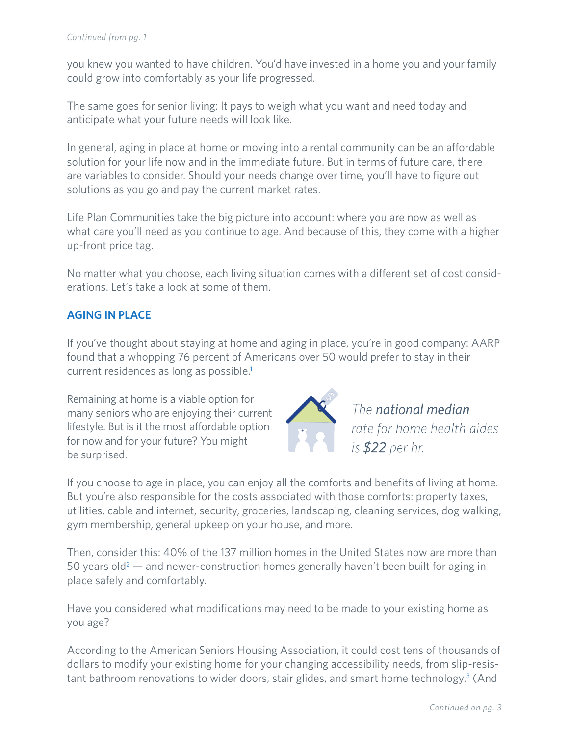*Continued from pg. 1*

you knew you wanted to have children. You'd have invested in a home you and your family could grow into comfortably as your life progressed.

The same goes for senior living: It pays to weigh what you want and need today and anticipate what your future needs will look like.

In general, aging in place at home or moving into a rental community can be an affordable solution for your life now and in the immediate future. But in terms of future care, there are variables to consider. Should your needs change over time, you'll have to figure out solutions as you go and pay the current market rates.

Life Plan Communities take the big picture into account: where you are now as well as what care you'll need as you continue to age. And because of this, they come with a higher up-front price tag.

No matter what you choose, each living situation comes with a different set of cost considerations. Let's take a look at some of them.

## AGING IN PLACE

If you've thought about staying at home and aging in place, you're in good company: AARP found that a whopping 76 percent of Americans over 50 would prefer to stay in their current residences as long as possible.[1]

Remaining at home is a viable option for many seniors who are enjoying their current lifestyle. But is it the most affordable option for now and for your future? You might be surprised.

*The **national median** rate for home health aides is **$22** per hr.*

If you choose to age in place, you can enjoy all the comforts and benefits of living at home. But you're also responsible for the costs associated with those comforts: property taxes, utilities, cable and internet, security, groceries, landscaping, cleaning services, dog walking, gym membership, general upkeep on your house, and more.

Then, consider this: 40% of the 137 million homes in the United States now are more than 50 years old[2] — and newer-construction homes generally haven't been built for aging in place safely and comfortably.

Have you considered what modifications may need to be made to your existing home as you age?

According to the American Seniors Housing Association, it could cost tens of thousands of dollars to modify your existing home for your changing accessibility needs, from slip-resistant bathroom renovations to wider doors, stair glides, and smart home technology.[3] (And

*Continued on pg. 3*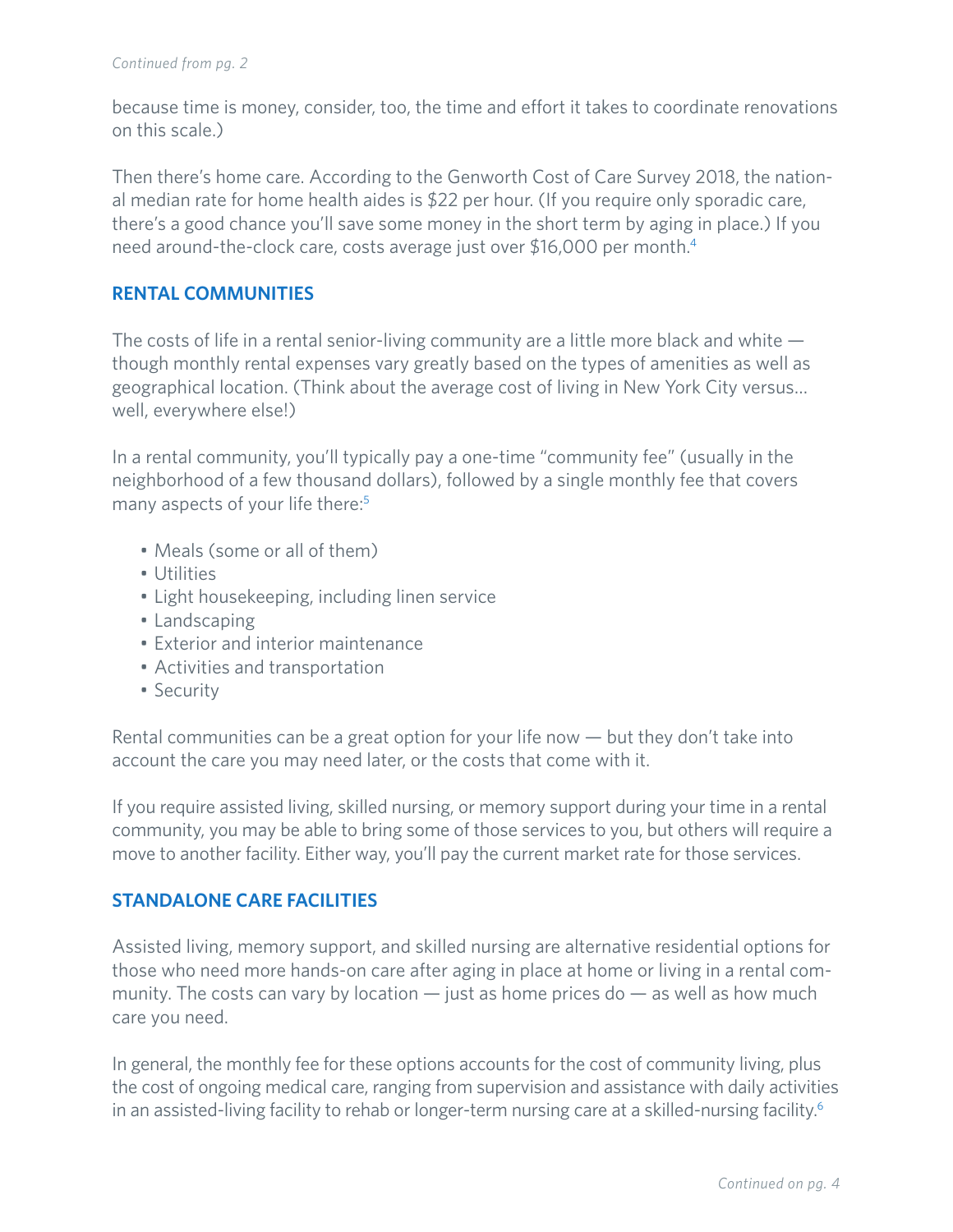*Continued from pg. 2*

because time is money, consider, too, the time and effort it takes to coordinate renovations on this scale.)

Then there's home care. According to the Genworth Cost of Care Survey 2018, the national median rate for home health aides is $22 per hour. (If you require only sporadic care, there's a good chance you'll save some money in the short term by aging in place.) If you need around-the-clock care, costs average just over $16,000 per month.[4]

## RENTAL COMMUNITIES

The costs of life in a rental senior-living community are a little more black and white — though monthly rental expenses vary greatly based on the types of amenities as well as geographical location. (Think about the average cost of living in New York City versus… well, everywhere else!)

In a rental community, you'll typically pay a one-time "community fee" (usually in the neighborhood of a few thousand dollars), followed by a single monthly fee that covers many aspects of your life there:[5]

- Meals (some or all of them)
- Utilities
- Light housekeeping, including linen service
- Landscaping
- Exterior and interior maintenance
- Activities and transportation
- Security

Rental communities can be a great option for your life now — but they don't take into account the care you may need later, or the costs that come with it.

If you require assisted living, skilled nursing, or memory support during your time in a rental community, you may be able to bring some of those services to you, but others will require a move to another facility. Either way, you'll pay the current market rate for those services.

## STANDALONE CARE FACILITIES

Assisted living, memory support, and skilled nursing are alternative residential options for those who need more hands-on care after aging in place at home or living in a rental community. The costs can vary by location — just as home prices do — as well as how much care you need.

In general, the monthly fee for these options accounts for the cost of community living, plus the cost of ongoing medical care, ranging from supervision and assistance with daily activities in an assisted-living facility to rehab or longer-term nursing care at a skilled-nursing facility.[6]

*Continued on pg. 4*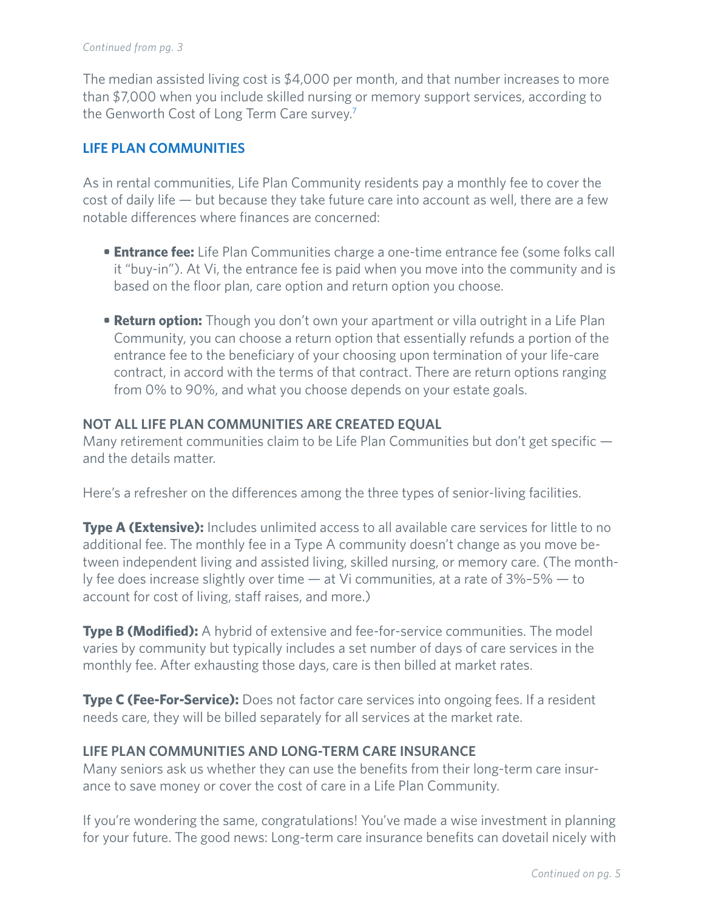*Continued from pg. 3*

The median assisted living cost is $4,000 per month, and that number increases to more than $7,000 when you include skilled nursing or memory support services, according to the Genworth Cost of Long Term Care survey.[7]

## LIFE PLAN COMMUNITIES

As in rental communities, Life Plan Community residents pay a monthly fee to cover the cost of daily life — but because they take future care into account as well, there are a few notable differences where finances are concerned:

- **Entrance fee:** Life Plan Communities charge a one-time entrance fee (some folks call it "buy-in"). At Vi, the entrance fee is paid when you move into the community and is based on the floor plan, care option and return option you choose.
- **Return option:** Though you don't own your apartment or villa outright in a Life Plan Community, you can choose a return option that essentially refunds a portion of the entrance fee to the beneficiary of your choosing upon termination of your life-care contract, in accord with the terms of that contract. There are return options ranging from 0% to 90%, and what you choose depends on your estate goals.

### NOT ALL LIFE PLAN COMMUNITIES ARE CREATED EQUAL

Many retirement communities claim to be Life Plan Communities but don't get specific — and the details matter.

Here's a refresher on the differences among the three types of senior-living facilities.

**Type A (Extensive):** Includes unlimited access to all available care services for little to no additional fee. The monthly fee in a Type A community doesn't change as you move between independent living and assisted living, skilled nursing, or memory care. (The monthly fee does increase slightly over time — at Vi communities, at a rate of 3%–5% — to account for cost of living, staff raises, and more.)

**Type B (Modified):** A hybrid of extensive and fee-for-service communities. The model varies by community but typically includes a set number of days of care services in the monthly fee. After exhausting those days, care is then billed at market rates.

**Type C (Fee-For-Service):** Does not factor care services into ongoing fees. If a resident needs care, they will be billed separately for all services at the market rate.

### LIFE PLAN COMMUNITIES AND LONG-TERM CARE INSURANCE

Many seniors ask us whether they can use the benefits from their long-term care insurance to save money or cover the cost of care in a Life Plan Community.

If you're wondering the same, congratulations! You've made a wise investment in planning for your future. The good news: Long-term care insurance benefits can dovetail nicely with

*Continued on pg. 5*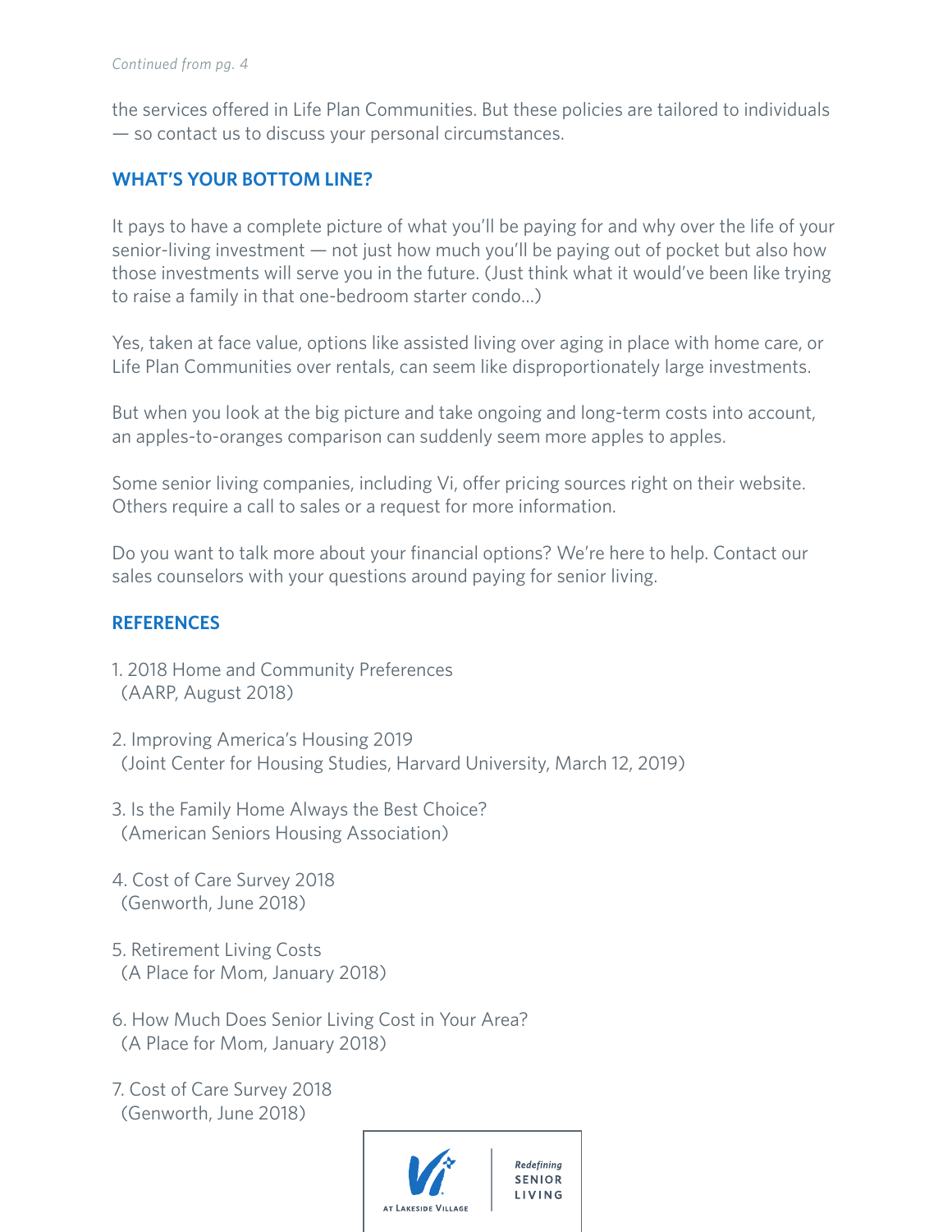*Continued from pg. 4*

the services offered in Life Plan Communities. But these policies are tailored to individuals — so contact us to discuss your personal circumstances.

## WHAT'S YOUR BOTTOM LINE?

It pays to have a complete picture of what you'll be paying for and why over the life of your senior-living investment — not just how much you'll be paying out of pocket but also how those investments will serve you in the future. (Just think what it would've been like trying to raise a family in that one-bedroom starter condo...)

Yes, taken at face value, options like assisted living over aging in place with home care, or Life Plan Communities over rentals, can seem like disproportionately large investments.

But when you look at the big picture and take ongoing and long-term costs into account, an apples-to-oranges comparison can suddenly seem more apples to apples.

Some senior living companies, including Vi, offer pricing sources right on their website. Others require a call to sales or a request for more information.

Do you want to talk more about your financial options? We're here to help. Contact our sales counselors with your questions around paying for senior living.

## REFERENCES

1. 2018 Home and Community Preferences (AARP, August 2018)

2. Improving America's Housing 2019 (Joint Center for Housing Studies, Harvard University, March 12, 2019)

3. Is the Family Home Always the Best Choice? (American Seniors Housing Association)

4. Cost of Care Survey 2018 (Genworth, June 2018)

5. Retirement Living Costs (A Place for Mom, January 2018)

6. How Much Does Senior Living Cost in Your Area? (A Place for Mom, January 2018)

7. Cost of Care Survey 2018 (Genworth, June 2018)

Vi at Lakeside Village | *Redefining* SENIOR LIVING